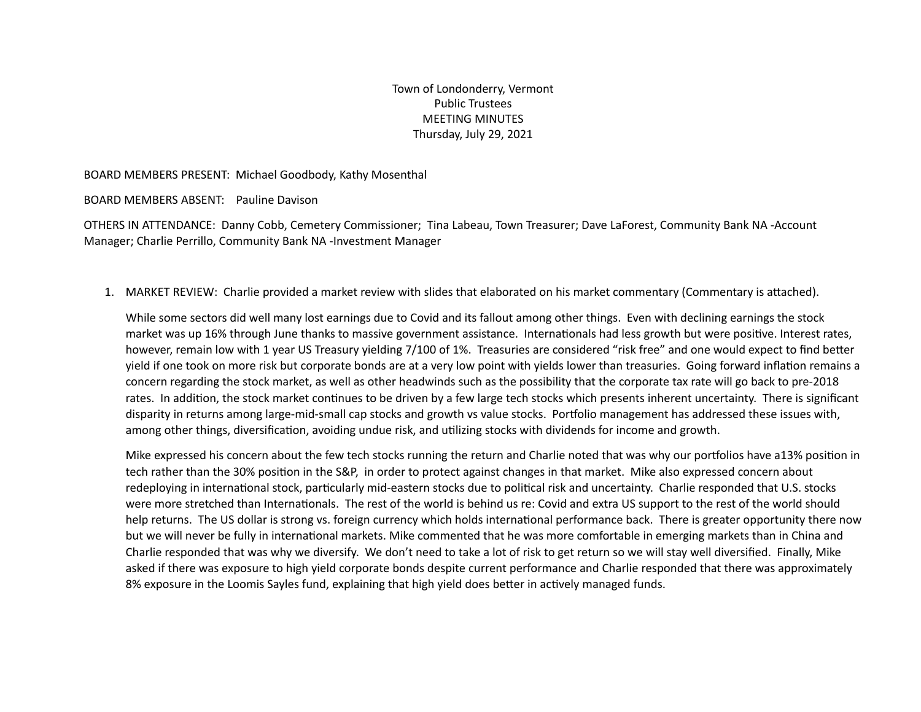Town of Londonderry, Vermont
Public Trustees
MEETING MINUTES
Thursday, July 29, 2021

BOARD MEMBERS PRESENT: Michael Goodbody, Kathy Mosenthal

BOARD MEMBERS ABSENT: Pauline Davison

OTHERS IN ATTENDANCE: Danny Cobb, Cemetery Commissioner; Tina Labeau, Town Treasurer; Dave LaForest, Community Bank NA -Account Manager; Charlie Perrillo, Community Bank NA -Investment Manager

1. MARKET REVIEW: Charlie provided a market review with slides that elaborated on his market commentary (Commentary is attached).

   While some sectors did well many lost earnings due to Covid and its fallout among other things. Even with declining earnings the stock market was up 16% through June thanks to massive government assistance. Internationals had less growth but were positive. Interest rates, however, remain low with 1 year US Treasury yielding 7/100 of 1%. Treasuries are considered "risk free" and one would expect to find better yield if one took on more risk but corporate bonds are at a very low point with yields lower than treasuries. Going forward inflation remains a concern regarding the stock market, as well as other headwinds such as the possibility that the corporate tax rate will go back to pre-2018 rates. In addition, the stock market continues to be driven by a few large tech stocks which presents inherent uncertainty. There is significant disparity in returns among large-mid-small cap stocks and growth vs value stocks. Portfolio management has addressed these issues with, among other things, diversification, avoiding undue risk, and utilizing stocks with dividends for income and growth.

   Mike expressed his concern about the few tech stocks running the return and Charlie noted that was why our portfolios have a13% position in tech rather than the 30% position in the S&P, in order to protect against changes in that market. Mike also expressed concern about redeploying in international stock, particularly mid-eastern stocks due to political risk and uncertainty. Charlie responded that U.S. stocks were more stretched than Internationals. The rest of the world is behind us re: Covid and extra US support to the rest of the world should help returns. The US dollar is strong vs. foreign currency which holds international performance back. There is greater opportunity there now but we will never be fully in international markets. Mike commented that he was more comfortable in emerging markets than in China and Charlie responded that was why we diversify. We don't need to take a lot of risk to get return so we will stay well diversified. Finally, Mike asked if there was exposure to high yield corporate bonds despite current performance and Charlie responded that there was approximately 8% exposure in the Loomis Sayles fund, explaining that high yield does better in actively managed funds.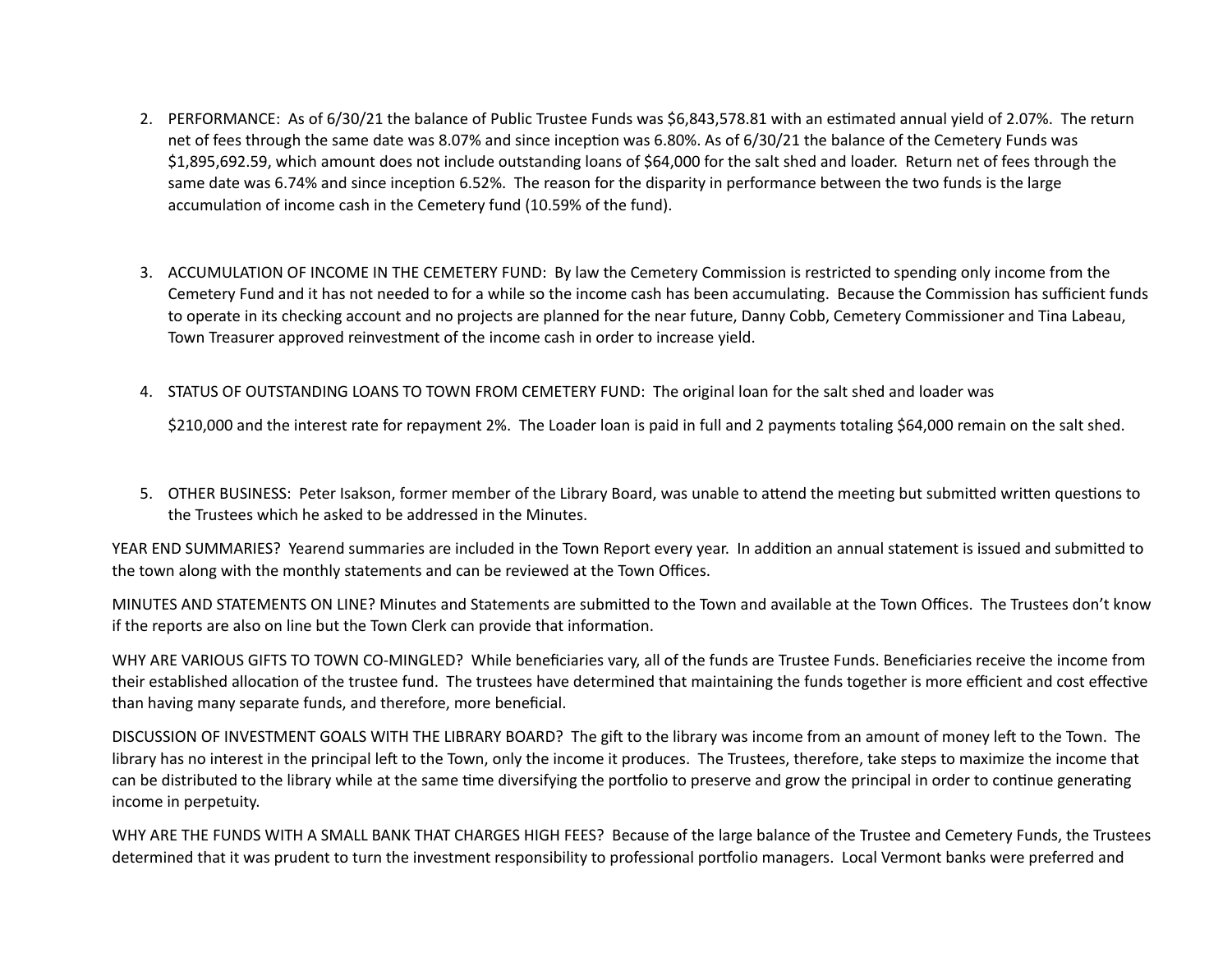2. PERFORMANCE: As of 6/30/21 the balance of Public Trustee Funds was $6,843,578.81 with an estimated annual yield of 2.07%. The return net of fees through the same date was 8.07% and since inception was 6.80%. As of 6/30/21 the balance of the Cemetery Funds was $1,895,692.59, which amount does not include outstanding loans of $64,000 for the salt shed and loader. Return net of fees through the same date was 6.74% and since inception 6.52%. The reason for the disparity in performance between the two funds is the large accumulation of income cash in the Cemetery fund (10.59% of the fund).

3. ACCUMULATION OF INCOME IN THE CEMETERY FUND: By law the Cemetery Commission is restricted to spending only income from the Cemetery Fund and it has not needed to for a while so the income cash has been accumulating. Because the Commission has sufficient funds to operate in its checking account and no projects are planned for the near future, Danny Cobb, Cemetery Commissioner and Tina Labeau, Town Treasurer approved reinvestment of the income cash in order to increase yield.

4. STATUS OF OUTSTANDING LOANS TO TOWN FROM CEMETERY FUND: The original loan for the salt shed and loader was

   $210,000 and the interest rate for repayment 2%. The Loader loan is paid in full and 2 payments totaling $64,000 remain on the salt shed.

5. OTHER BUSINESS: Peter Isakson, former member of the Library Board, was unable to attend the meeting but submitted written questions to the Trustees which he asked to be addressed in the Minutes.

YEAR END SUMMARIES? Yearend summaries are included in the Town Report every year. In addition an annual statement is issued and submitted to the town along with the monthly statements and can be reviewed at the Town Offices.

MINUTES AND STATEMENTS ON LINE? Minutes and Statements are submitted to the Town and available at the Town Offices. The Trustees don't know if the reports are also on line but the Town Clerk can provide that information.

WHY ARE VARIOUS GIFTS TO TOWN CO-MINGLED? While beneficiaries vary, all of the funds are Trustee Funds. Beneficiaries receive the income from their established allocation of the trustee fund. The trustees have determined that maintaining the funds together is more efficient and cost effective than having many separate funds, and therefore, more beneficial.

DISCUSSION OF INVESTMENT GOALS WITH THE LIBRARY BOARD? The gift to the library was income from an amount of money left to the Town. The library has no interest in the principal left to the Town, only the income it produces. The Trustees, therefore, take steps to maximize the income that can be distributed to the library while at the same time diversifying the portfolio to preserve and grow the principal in order to continue generating income in perpetuity.

WHY ARE THE FUNDS WITH A SMALL BANK THAT CHARGES HIGH FEES? Because of the large balance of the Trustee and Cemetery Funds, the Trustees determined that it was prudent to turn the investment responsibility to professional portfolio managers. Local Vermont banks were preferred and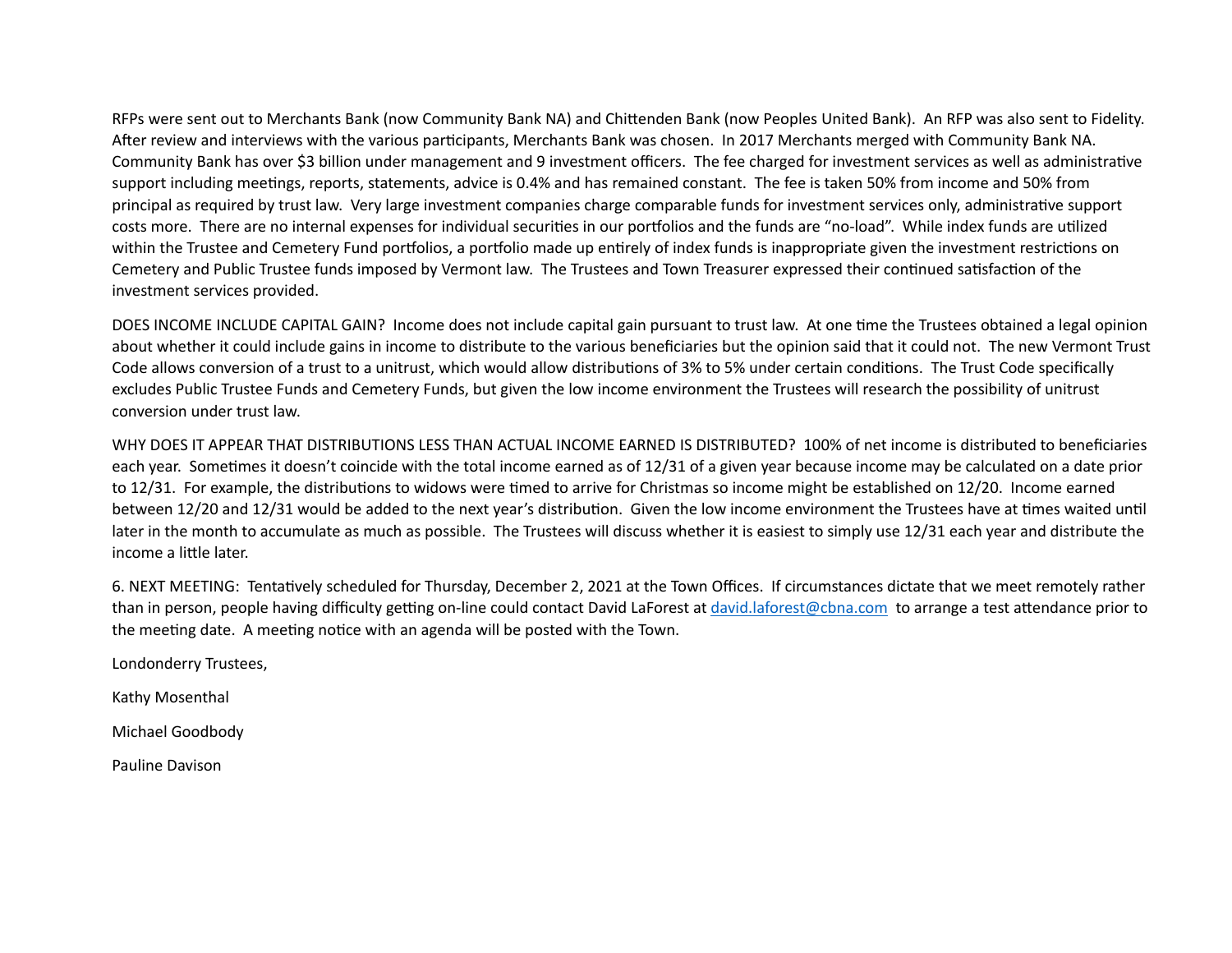RFPs were sent out to Merchants Bank (now Community Bank NA) and Chittenden Bank (now Peoples United Bank). An RFP was also sent to Fidelity. After review and interviews with the various participants, Merchants Bank was chosen. In 2017 Merchants merged with Community Bank NA. Community Bank has over $3 billion under management and 9 investment officers. The fee charged for investment services as well as administrative support including meetings, reports, statements, advice is 0.4% and has remained constant. The fee is taken 50% from income and 50% from principal as required by trust law. Very large investment companies charge comparable funds for investment services only, administrative support costs more. There are no internal expenses for individual securities in our portfolios and the funds are "no-load". While index funds are utilized within the Trustee and Cemetery Fund portfolios, a portfolio made up entirely of index funds is inappropriate given the investment restrictions on Cemetery and Public Trustee funds imposed by Vermont law. The Trustees and Town Treasurer expressed their continued satisfaction of the investment services provided.

DOES INCOME INCLUDE CAPITAL GAIN? Income does not include capital gain pursuant to trust law. At one time the Trustees obtained a legal opinion about whether it could include gains in income to distribute to the various beneficiaries but the opinion said that it could not. The new Vermont Trust Code allows conversion of a trust to a unitrust, which would allow distributions of 3% to 5% under certain conditions. The Trust Code specifically excludes Public Trustee Funds and Cemetery Funds, but given the low income environment the Trustees will research the possibility of unitrust conversion under trust law.

WHY DOES IT APPEAR THAT DISTRIBUTIONS LESS THAN ACTUAL INCOME EARNED IS DISTRIBUTED? 100% of net income is distributed to beneficiaries each year. Sometimes it doesn't coincide with the total income earned as of 12/31 of a given year because income may be calculated on a date prior to 12/31. For example, the distributions to widows were timed to arrive for Christmas so income might be established on 12/20. Income earned between 12/20 and 12/31 would be added to the next year's distribution. Given the low income environment the Trustees have at times waited until later in the month to accumulate as much as possible. The Trustees will discuss whether it is easiest to simply use 12/31 each year and distribute the income a little later.

6. NEXT MEETING: Tentatively scheduled for Thursday, December 2, 2021 at the Town Offices. If circumstances dictate that we meet remotely rather than in person, people having difficulty getting on-line could contact David LaForest at [david.laforest@cbna.com](mailto:david.laforest@cbna.com) to arrange a test attendance prior to the meeting date. A meeting notice with an agenda will be posted with the Town.

Londonderry Trustees,

Kathy Mosenthal

Michael Goodbody

Pauline Davison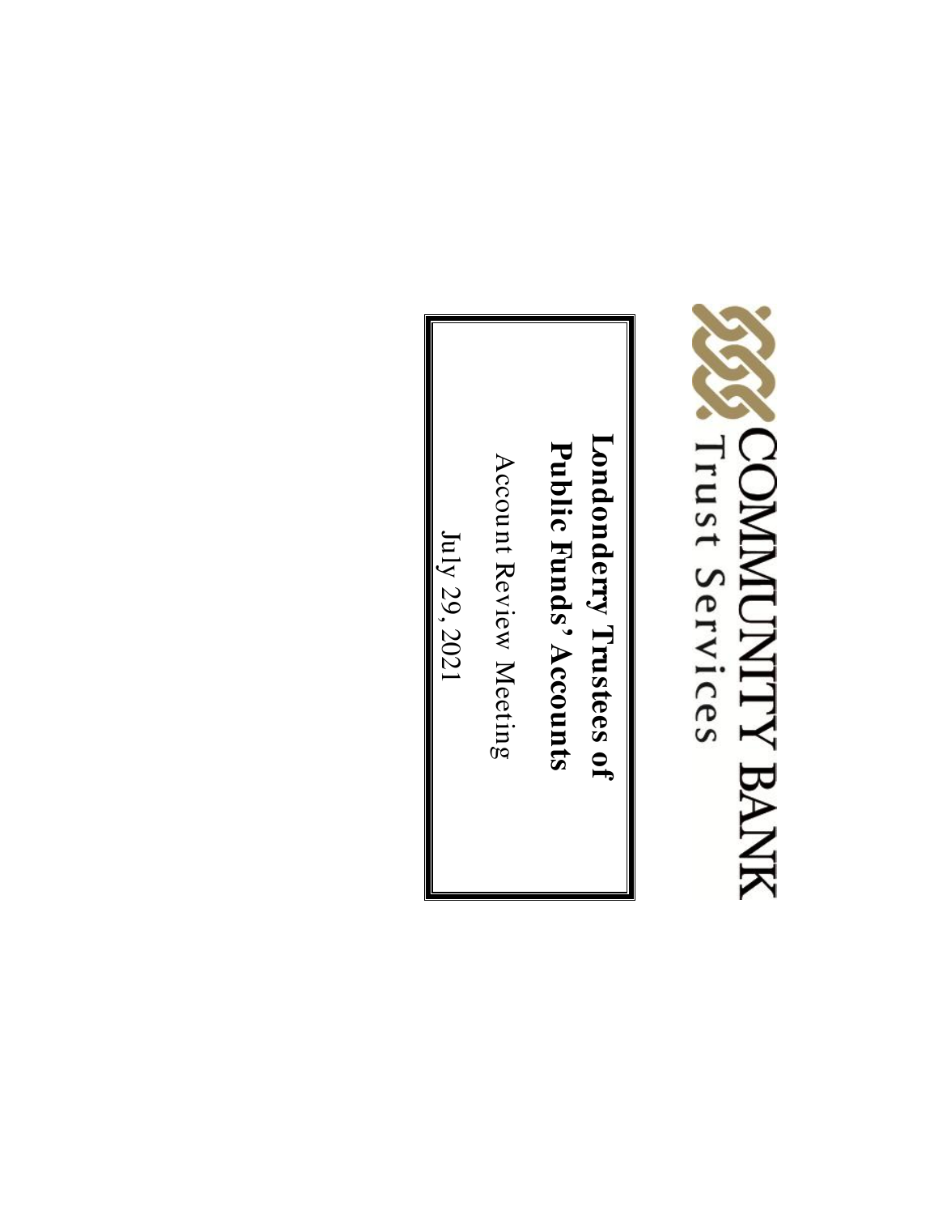COMMUNITY BANK
Trust Services

# Londonderry Trustees of Public Funds' Accounts

Account Review Meeting

July 29, 2021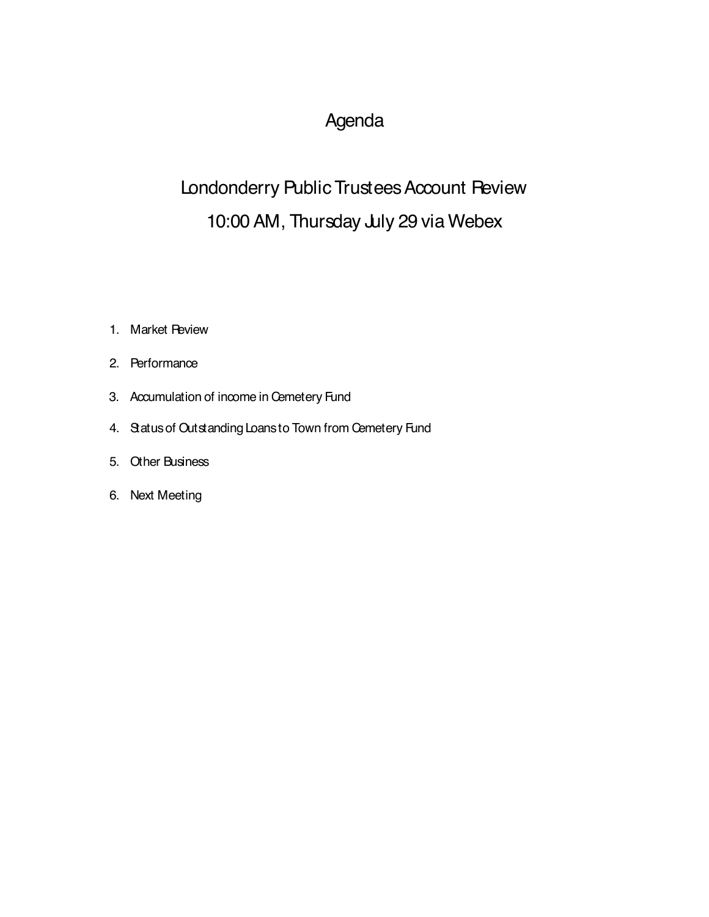# Agenda

## Londonderry Public Trustees Account Review

## 10:00 AM, Thursday July 29 via Webex

1. Market Review
2. Performance
3. Accumulation of income in Cemetery Fund
4. Status of Outstanding Loans to Town from Cemetery Fund
5. Other Business
6. Next Meeting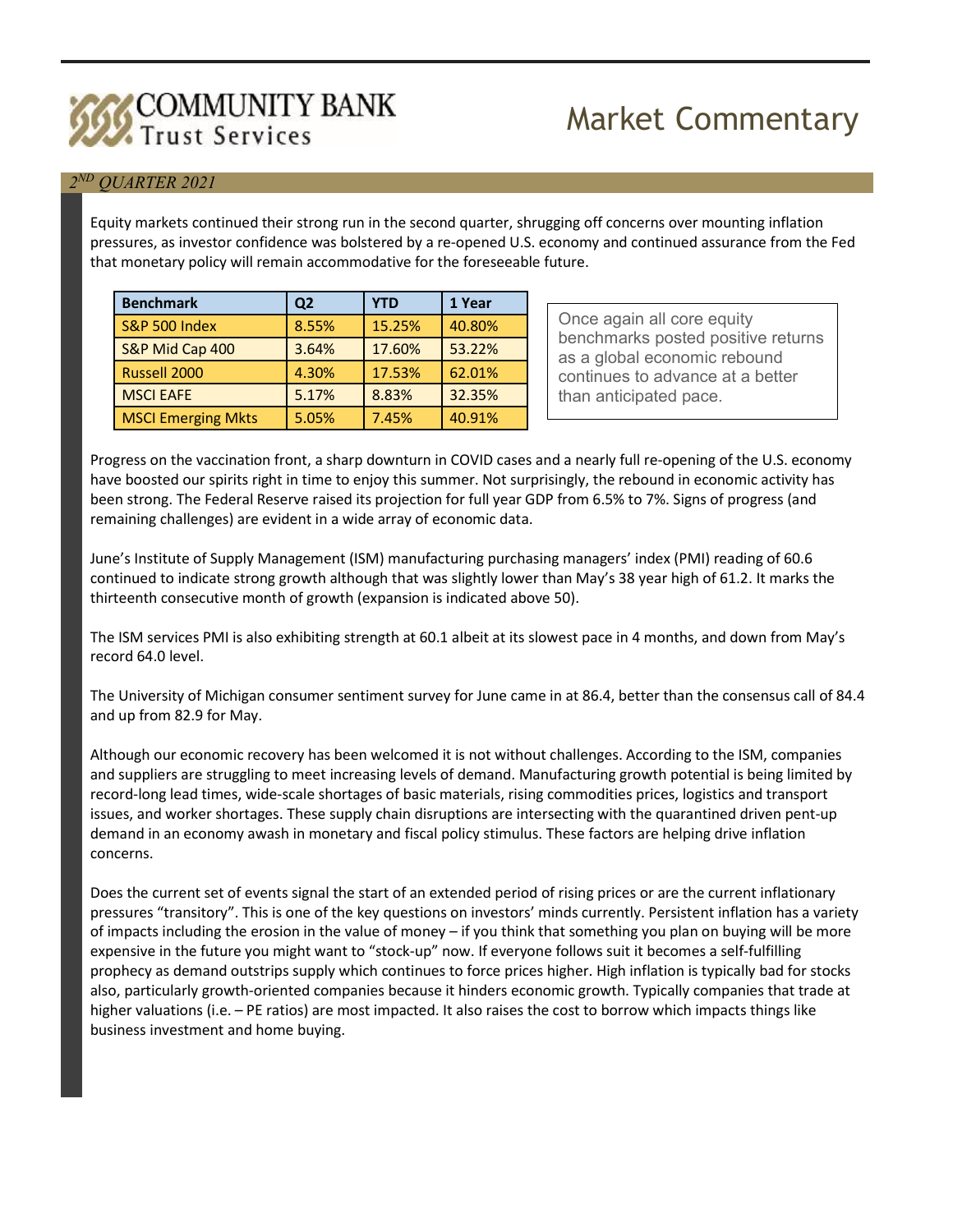# COMMUNITY BANK Trust Services

# Market Commentary

## 2ND QUARTER 2021

Equity markets continued their strong run in the second quarter, shrugging off concerns over mounting inflation pressures, as investor confidence was bolstered by a re-opened U.S. economy and continued assurance from the Fed that monetary policy will remain accommodative for the foreseeable future.

| Benchmark | Q2 | YTD | 1 Year |
|---|---|---|---|
| S&P 500 Index | 8.55% | 15.25% | 40.80% |
| S&P Mid Cap 400 | 3.64% | 17.60% | 53.22% |
| Russell 2000 | 4.30% | 17.53% | 62.01% |
| MSCI EAFE | 5.17% | 8.83% | 32.35% |
| MSCI Emerging Mkts | 5.05% | 7.45% | 40.91% |

Once again all core equity benchmarks posted positive returns as a global economic rebound continues to advance at a better than anticipated pace.

Progress on the vaccination front, a sharp downturn in COVID cases and a nearly full re-opening of the U.S. economy have boosted our spirits right in time to enjoy this summer. Not surprisingly, the rebound in economic activity has been strong. The Federal Reserve raised its projection for full year GDP from 6.5% to 7%. Signs of progress (and remaining challenges) are evident in a wide array of economic data.

June's Institute of Supply Management (ISM) manufacturing purchasing managers' index (PMI) reading of 60.6 continued to indicate strong growth although that was slightly lower than May's 38 year high of 61.2. It marks the thirteenth consecutive month of growth (expansion is indicated above 50).

The ISM services PMI is also exhibiting strength at 60.1 albeit at its slowest pace in 4 months, and down from May's record 64.0 level.

The University of Michigan consumer sentiment survey for June came in at 86.4, better than the consensus call of 84.4 and up from 82.9 for May.

Although our economic recovery has been welcomed it is not without challenges. According to the ISM, companies and suppliers are struggling to meet increasing levels of demand. Manufacturing growth potential is being limited by record-long lead times, wide-scale shortages of basic materials, rising commodities prices, logistics and transport issues, and worker shortages. These supply chain disruptions are intersecting with the quarantined driven pent-up demand in an economy awash in monetary and fiscal policy stimulus. These factors are helping drive inflation concerns.

Does the current set of events signal the start of an extended period of rising prices or are the current inflationary pressures "transitory". This is one of the key questions on investors' minds currently. Persistent inflation has a variety of impacts including the erosion in the value of money – if you think that something you plan on buying will be more expensive in the future you might want to "stock-up" now. If everyone follows suit it becomes a self-fulfilling prophecy as demand outstrips supply which continues to force prices higher. High inflation is typically bad for stocks also, particularly growth-oriented companies because it hinders economic growth. Typically companies that trade at higher valuations (i.e. – PE ratios) are most impacted. It also raises the cost to borrow which impacts things like business investment and home buying.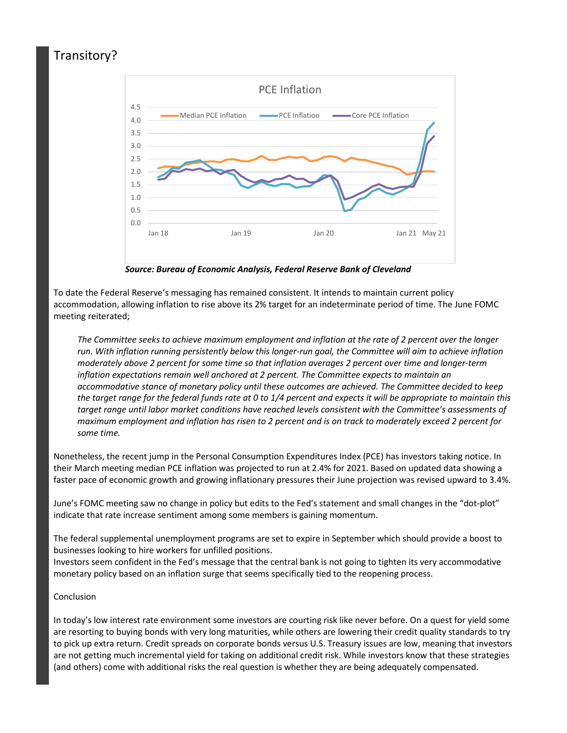## Transitory?

Source: Bureau of Economic Analysis, Federal Reserve Bank of Cleveland

To date the Federal Reserve's messaging has remained consistent. It intends to maintain current policy accommodation, allowing inflation to rise above its 2% target for an indeterminate period of time. The June FOMC meeting reiterated;

> *The Committee seeks to achieve maximum employment and inflation at the rate of 2 percent over the longer run. With inflation running persistently below this longer-run goal, the Committee will aim to achieve inflation moderately above 2 percent for some time so that inflation averages 2 percent over time and longer-term inflation expectations remain well anchored at 2 percent. The Committee expects to maintain an accommodative stance of monetary policy until these outcomes are achieved. The Committee decided to keep the target range for the federal funds rate at 0 to 1/4 percent and expects it will be appropriate to maintain this target range until labor market conditions have reached levels consistent with the Committee's assessments of maximum employment and inflation has risen to 2 percent and is on track to moderately exceed 2 percent for some time.*

Nonetheless, the recent jump in the Personal Consumption Expenditures Index (PCE) has investors taking notice. In their March meeting median PCE inflation was projected to run at 2.4% for 2021. Based on updated data showing a faster pace of economic growth and growing inflationary pressures their June projection was revised upward to 3.4%.

June's FOMC meeting saw no change in policy but edits to the Fed's statement and small changes in the "dot-plot" indicate that rate increase sentiment among some members is gaining momentum.

The federal supplemental unemployment programs are set to expire in September which should provide a boost to businesses looking to hire workers for unfilled positions.
Investors seem confident in the Fed's message that the central bank is not going to tighten its very accommodative monetary policy based on an inflation surge that seems specifically tied to the reopening process.

Conclusion

In today's low interest rate environment some investors are courting risk like never before. On a quest for yield some are resorting to buying bonds with very long maturities, while others are lowering their credit quality standards to try to pick up extra return. Credit spreads on corporate bonds versus U.S. Treasury issues are low, meaning that investors are not getting much incremental yield for taking on additional credit risk. While investors know that these strategies (and others) come with additional risks the real question is whether they are being adequately compensated.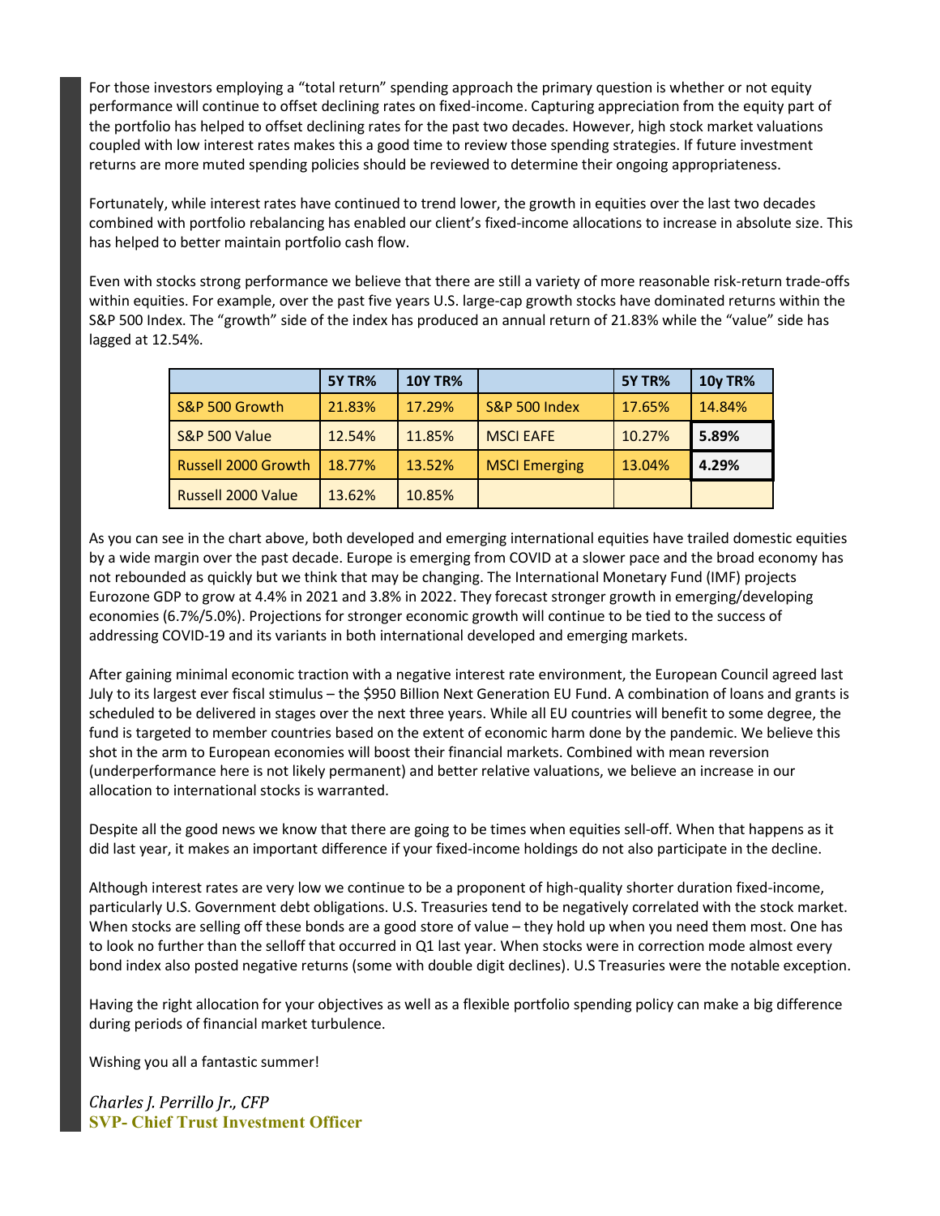For those investors employing a "total return" spending approach the primary question is whether or not equity performance will continue to offset declining rates on fixed-income. Capturing appreciation from the equity part of the portfolio has helped to offset declining rates for the past two decades. However, high stock market valuations coupled with low interest rates makes this a good time to review those spending strategies. If future investment returns are more muted spending policies should be reviewed to determine their ongoing appropriateness.

Fortunately, while interest rates have continued to trend lower, the growth in equities over the last two decades combined with portfolio rebalancing has enabled our client's fixed-income allocations to increase in absolute size. This has helped to better maintain portfolio cash flow.

Even with stocks strong performance we believe that there are still a variety of more reasonable risk-return trade-offs within equities. For example, over the past five years U.S. large-cap growth stocks have dominated returns within the S&P 500 Index. The "growth" side of the index has produced an annual return of 21.83% while the "value" side has lagged at 12.54%.

| | 5Y TR% | 10Y TR% | | 5Y TR% | 10y TR% |
|---|---|---|---|---|---|
| S&P 500 Growth | 21.83% | 17.29% | S&P 500 Index | 17.65% | 14.84% |
| S&P 500 Value | 12.54% | 11.85% | MSCI EAFE | 10.27% | **5.89%** |
| Russell 2000 Growth | 18.77% | 13.52% | MSCI Emerging | 13.04% | **4.29%** |
| Russell 2000 Value | 13.62% | 10.85% | | | |

As you can see in the chart above, both developed and emerging international equities have trailed domestic equities by a wide margin over the past decade. Europe is emerging from COVID at a slower pace and the broad economy has not rebounded as quickly but we think that may be changing. The International Monetary Fund (IMF) projects Eurozone GDP to grow at 4.4% in 2021 and 3.8% in 2022. They forecast stronger growth in emerging/developing economies (6.7%/5.0%). Projections for stronger economic growth will continue to be tied to the success of addressing COVID-19 and its variants in both international developed and emerging markets.

After gaining minimal economic traction with a negative interest rate environment, the European Council agreed last July to its largest ever fiscal stimulus – the $950 Billion Next Generation EU Fund. A combination of loans and grants is scheduled to be delivered in stages over the next three years. While all EU countries will benefit to some degree, the fund is targeted to member countries based on the extent of economic harm done by the pandemic. We believe this shot in the arm to European economies will boost their financial markets. Combined with mean reversion (underperformance here is not likely permanent) and better relative valuations, we believe an increase in our allocation to international stocks is warranted.

Despite all the good news we know that there are going to be times when equities sell-off. When that happens as it did last year, it makes an important difference if your fixed-income holdings do not also participate in the decline.

Although interest rates are very low we continue to be a proponent of high-quality shorter duration fixed-income, particularly U.S. Government debt obligations. U.S. Treasuries tend to be negatively correlated with the stock market. When stocks are selling off these bonds are a good store of value – they hold up when you need them most. One has to look no further than the selloff that occurred in Q1 last year. When stocks were in correction mode almost every bond index also posted negative returns (some with double digit declines). U.S Treasuries were the notable exception.

Having the right allocation for your objectives as well as a flexible portfolio spending policy can make a big difference during periods of financial market turbulence.

Wishing you all a fantastic summer!

*Charles J. Perrillo Jr., CFP*
**SVP- Chief Trust Investment Officer**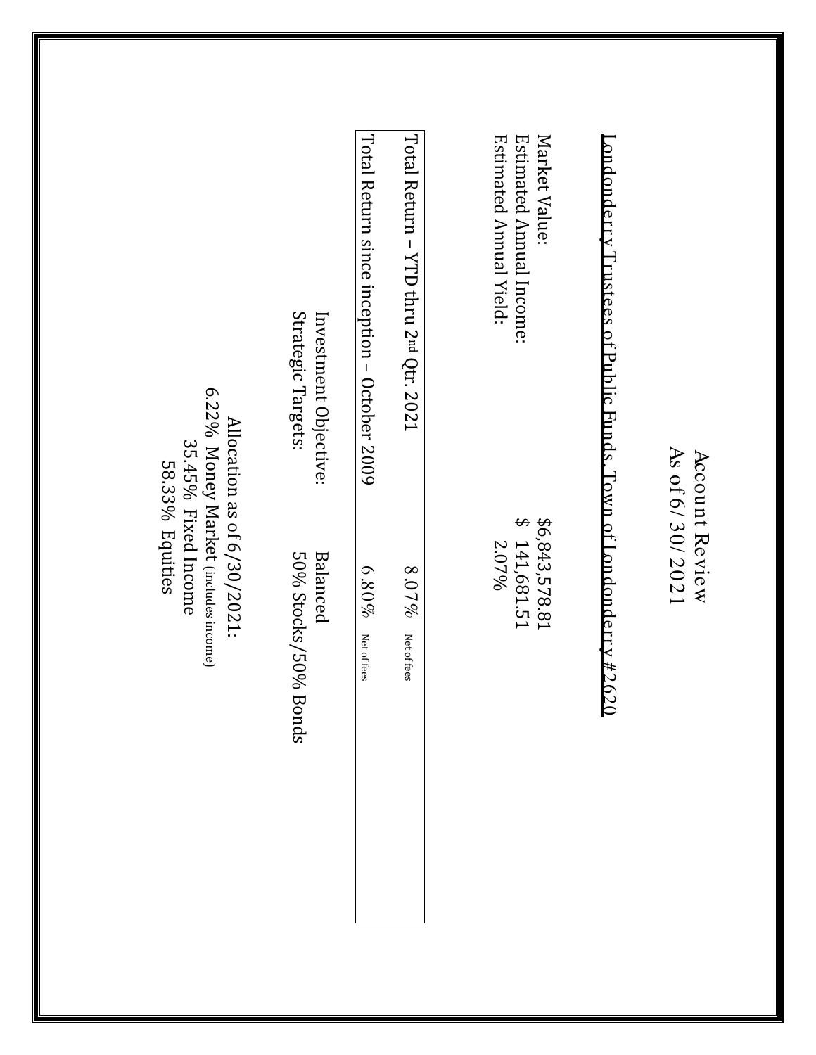# Account Review
## As of 6/30/2021

Londonderry Trustees of Public Funds, Town of Londonderry #2620

| | |
|---|---|
| Market Value: | $6,843,578.81 |
| Estimated Annual Income: | $ 141,681.51 |
| Estimated Annual Yield: | 2.07% |

| | |
|---|---|
| Total Return – YTD thru 2nd Qtr. 2021 | 8.07% Net of fees |
| Total Return since inception – October 2009 | 6.80% Net of fees |

Investment Objective: Balanced
Strategic Targets: 50% Stocks/50% Bonds

Allocation as of 6/30/2021:
6.22% Money Market (includes income)
35.45% Fixed Income
58.33% Equities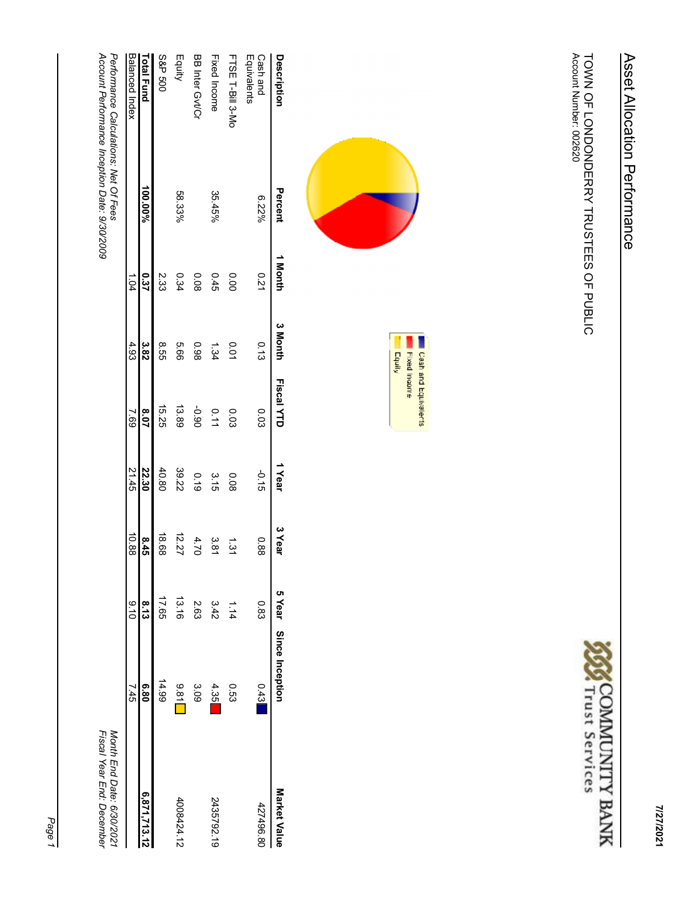# Asset Allocation Performance

TOWN OF LONDONDERRY TRUSTEES OF PUBLIC
Account Number: 002620

COMMUNITY BANK
Trust Services

Cash and Equivalents
Fixed Income
Equity

| Description | Percent | 1 Month | 3 Month | Fiscal YTD | 1 Year | 3 Year | 5 Year | Since Inception | Market Value |
|---|---|---|---|---|---|---|---|---|---|
| Cash and Equivalents | 6.22% | 0.21 | 0.13 | 0.03 | -0.15 | 0.88 | 0.83 | 0.43 | 427496.80 |
| FTSE T-Bill 3-Mo | | 0.00 | 0.01 | 0.03 | 0.08 | 1.31 | 1.14 | 0.53 | |
| Fixed Income | 35.45% | 0.45 | 1.34 | 0.11 | 3.15 | 3.81 | 3.42 | 4.35 | 2435792.19 |
| BB Inter Gvt/Cr | | 0.08 | 0.98 | -0.90 | 0.19 | 4.70 | 2.63 | 3.09 | |
| Equity | 58.33% | 0.34 | 5.66 | 13.89 | 39.22 | 12.27 | 13.16 | 9.81 | 4008424.12 |
| S&P 500 | | 2.33 | 8.55 | 15.25 | 40.80 | 18.68 | 17.65 | 14.99 | |
| **Total Fund** | **100.00%** | **0.37** | **3.82** | **8.07** | **22.30** | **8.45** | **8.13** | **6.80** | **6,871,713.12** |
| Balanced Index | | 1.04 | 4.93 | 7.69 | 21.45 | 10.88 | 9.10 | 7.45 | |

*Performance Calculations: Net Of Fees*
*Account Performance Inception Date: 9/30/2009*

*Month End Date: 6/30/2021*
*Fiscal Year End: December*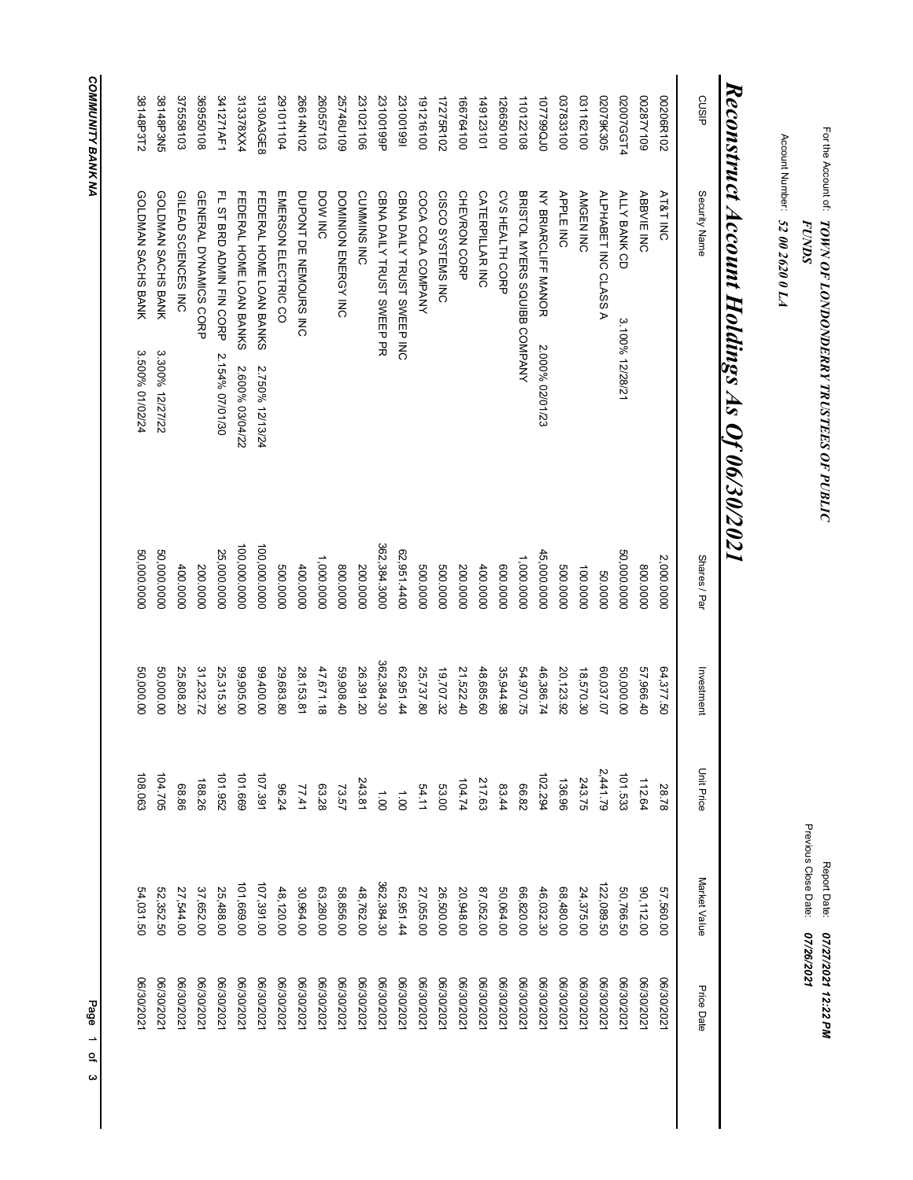For the Account of: ***TOWN OF LONDONDERRY TRUSTEES OF PUBLIC FUNDS***

Account Number: ***52 00 2620 0 LA***

Report Date: ***07/27/2021 12:22 PM***

Previous Close Date: ***07/26/2021***

# Reconstruct Account Holdings As Of 06/30/2021

| CUSIP | Security Name | | Shares / Par | Investment | Unit Price | Market Value | Price Date |
|---|---|---|---|---|---|---|---|
| 00206R102 | AT&T INC | | 2,000.000 | 64,377.50 | 28.78 | 57,560.00 | 06/30/2021 |
| 00287Y109 | ABBVIE INC | | 800.000 | 57,966.40 | 112.64 | 90,112.00 | 06/30/2021 |
| 02007GGT4 | ALLY BANK CD | 3.100% 12/28/21 | 50,000.000 | 50,000.00 | 101.533 | 50,766.50 | 06/30/2021 |
| 02079K305 | ALPHABET INC CLASS A | | 50.000 | 60,037.07 | 2,441.79 | 122,089.50 | 06/30/2021 |
| 031162100 | AMGEN INC | | 100.000 | 18,570.30 | 243.75 | 24,375.00 | 06/30/2021 |
| 037833100 | APPLE INC | | 500.000 | 20,123.92 | 136.96 | 68,480.00 | 06/30/2021 |
| 107799QJ0 | NY BRIARCLIFF MANOR | 2.000% 02/01/23 | 45,000.000 | 46,386.74 | 102.294 | 46,032.30 | 06/30/2021 |
| 110122108 | BRISTOL MYERS SQUIBB COMPANY | | 1,000.000 | 54,970.75 | 66.82 | 66,820.00 | 06/30/2021 |
| 126650100 | CVS HEALTH CORP | | 600.000 | 35,944.98 | 83.44 | 50,064.00 | 06/30/2021 |
| 149123101 | CATERPILLAR INC | | 400.000 | 48,685.60 | 217.63 | 87,052.00 | 06/30/2021 |
| 166764100 | CHEVRON CORP | | 200.000 | 21,522.40 | 104.74 | 20,948.00 | 06/30/2021 |
| 17275R102 | CISCO SYSTEMS INC | | 500.000 | 19,707.32 | 53.00 | 26,500.00 | 06/30/2021 |
| 191216100 | COCA COLA COMPANY | | 500.000 | 25,737.80 | 54.11 | 27,055.00 | 06/30/2021 |
| 23100199I | CBNA DAILY TRUST SWEEP INC | | 62,951.4400 | 62,951.44 | 1.00 | 62,951.44 | 06/30/2021 |
| 23100199P | CBNA DAILY TRUST SWEEP PR | | 362,384.3000 | 362,384.30 | 1.00 | 362,384.30 | 06/30/2021 |
| 231021106 | CUMMINS INC | | 200.000 | 26,391.20 | 243.81 | 48,762.00 | 06/30/2021 |
| 25746U109 | DOMINION ENERGY INC | | 800.000 | 59,908.40 | 73.57 | 58,856.00 | 06/30/2021 |
| 260557103 | DOW INC | | 1,000.000 | 47,671.18 | 63.28 | 63,280.00 | 06/30/2021 |
| 26614N102 | DUPONT DE NEMOURS INC | | 400.000 | 28,153.81 | 77.41 | 30,964.00 | 06/30/2021 |
| 291011104 | EMERSON ELECTRIC CO | | 500.000 | 29,683.80 | 96.24 | 48,120.00 | 06/30/2021 |
| 3130A3GE8 | FEDERAL HOME LOAN BANKS | 2.750% 12/13/24 | 100,000.000 | 99,400.00 | 107.391 | 107,391.00 | 06/30/2021 |
| 313378XX4 | FEDERAL HOME LOAN BANKS | 2.600% 03/04/22 | 100,000.000 | 99,905.00 | 101.669 | 101,669.00 | 06/30/2021 |
| 341271AF1 | FL ST BRD ADMIN FIN CORP | 2.154% 07/01/30 | 25,000.000 | 25,315.30 | 101.952 | 25,488.00 | 06/30/2021 |
| 369550108 | GENERAL DYNAMICS CORP | | 200.000 | 31,232.72 | 188.26 | 37,652.00 | 06/30/2021 |
| 375558103 | GILEAD SCIENCES INC | | 400.000 | 25,808.20 | 68.86 | 27,544.00 | 06/30/2021 |
| 38148P3N5 | GOLDMAN SACHS BANK | 3.300% 12/27/22 | 50,000.000 | 50,000.00 | 104.705 | 52,352.50 | 06/30/2021 |
| 38148P3T2 | GOLDMAN SACHS BANK | 3.500% 01/02/24 | 50,000.000 | 50,000.00 | 108.063 | 54,031.50 | 06/30/2021 |

***COMMUNITY BANK NA***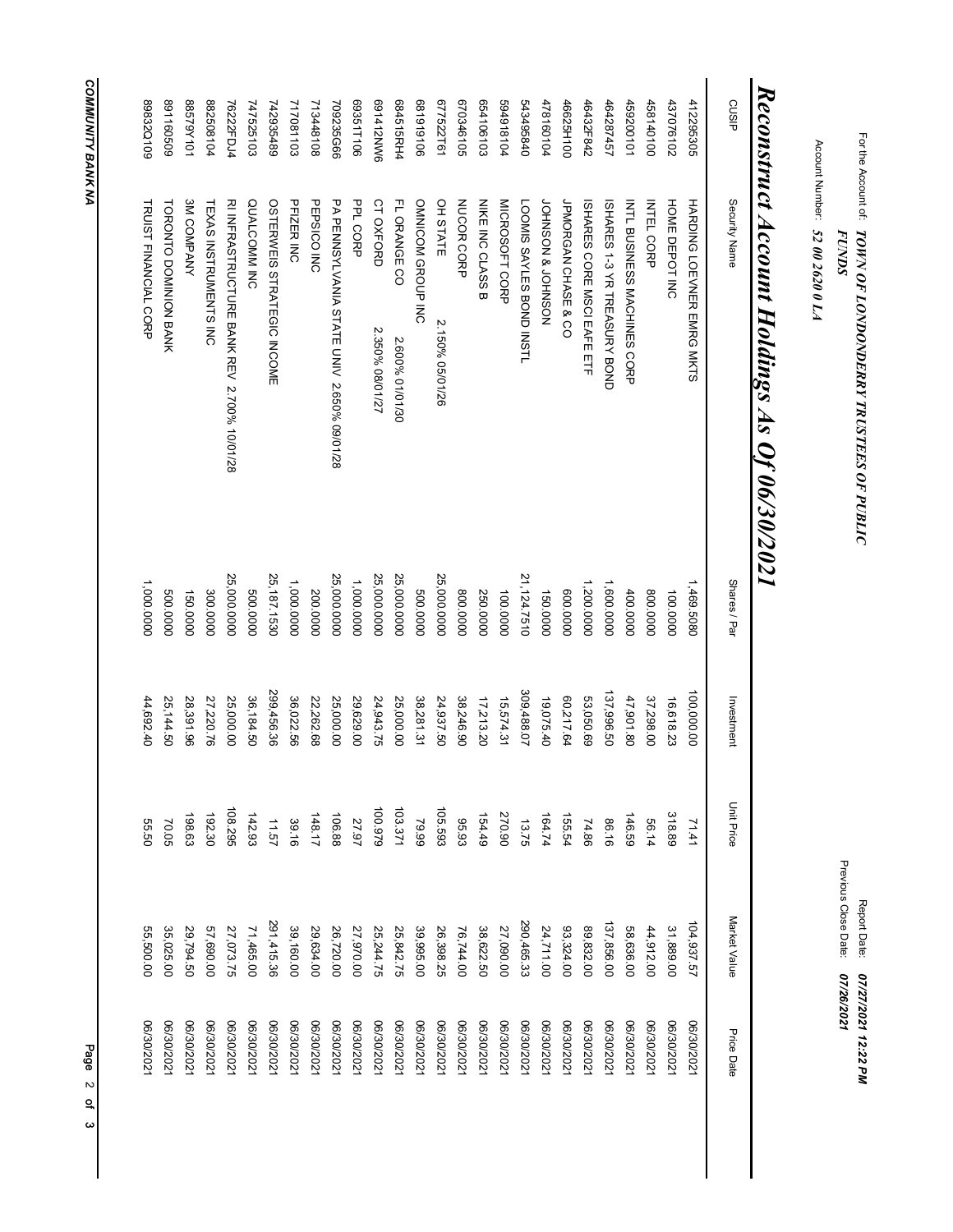For the Account of: ***TOWN OF LONDONDERRY TRUSTEES OF PUBLIC FUNDS***

Account Number: ***52 00 2620 0 LA***

Report Date: ***07/27/2021 12:22 PM***

Previous Close Date: ***07/26/2021***

# *Reconstruct Account Holdings As Of 06/30/2021*

| CUSIP | Security Name | Shares / Par | Investment | Unit Price | Market Value | Price Date |
|---|---|---|---|---|---|---|
| 412295305 | HARDING LOEVNER EMRG MKTS | 1,469.5080 | 100,000.00 | 71.41 | 104,937.57 | 06/30/2021 |
| 437076102 | HOME DEPOT INC | 100.0000 | 16,618.23 | 318.89 | 31,889.00 | 06/30/2021 |
| 458140100 | INTEL CORP | 800.0000 | 37,298.00 | 56.14 | 44,912.00 | 06/30/2021 |
| 459200101 | INTL BUSINESS MACHINES CORP | 400.0000 | 47,901.80 | 146.59 | 58,636.00 | 06/30/2021 |
| 464287457 | ISHARES 1-3 YR TREASURY BOND | 1,600.0000 | 137,996.50 | 86.16 | 137,856.00 | 06/30/2021 |
| 46432F842 | ISHARES CORE MSCI EAFE ETF | 1,200.0000 | 53,050.69 | 74.86 | 89,832.00 | 06/30/2021 |
| 46625H100 | JPMORGAN CHASE & CO | 600.0000 | 60,217.64 | 155.54 | 93,324.00 | 06/30/2021 |
| 478160104 | JOHNSON & JOHNSON | 150.0000 | 19,075.40 | 164.74 | 24,711.00 | 06/30/2021 |
| 543495840 | LOOMIS SAYLES BOND INSTL | 21,124.7510 | 309,488.07 | 13.75 | 290,465.33 | 06/30/2021 |
| 594918104 | MICROSOFT CORP | 100.0000 | 15,574.31 | 270.90 | 27,090.00 | 06/30/2021 |
| 654106103 | NIKE INC CLASS B | 250.0000 | 17,213.20 | 154.49 | 38,622.50 | 06/30/2021 |
| 670346105 | NUCOR CORP | 800.0000 | 38,246.90 | 95.93 | 76,744.00 | 06/30/2021 |
| 677522T61 | OH STATE 2.150% 05/01/26 | 25,000.0000 | 24,937.50 | 105.593 | 26,398.25 | 06/30/2021 |
| 681919106 | OMNICOM GROUP INC | 500.0000 | 38,281.31 | 79.99 | 39,995.00 | 06/30/2021 |
| 684515RH4 | FL ORANGE CO 2.600% 01/01/30 | 25,000.0000 | 25,000.00 | 103.371 | 25,842.75 | 06/30/2021 |
| 691412NW6 | CT OXFORD 2.350% 08/01/27 | 25,000.0000 | 24,943.75 | 100.979 | 25,244.75 | 06/30/2021 |
| 69351T106 | PPL CORP | 1,000.0000 | 29,629.00 | 27.97 | 27,970.00 | 06/30/2021 |
| 709235G66 | PA PENNSYLVANIA STATE UNIV 2.650% 09/01/28 | 25,000.0000 | 25,000.00 | 106.88 | 26,720.00 | 06/30/2021 |
| 713448108 | PEPSICO INC | 200.0000 | 22,262.68 | 148.17 | 29,634.00 | 06/30/2021 |
| 717081103 | PFIZER INC | 1,000.0000 | 36,022.56 | 39.16 | 39,160.00 | 06/30/2021 |
| 742935489 | OSTERWEIS STRATEGIC INCOME | 25,187.1530 | 299,456.36 | 11.57 | 291,415.36 | 06/30/2021 |
| 747525103 | QUALCOMM INC | 500.0000 | 36,184.50 | 142.93 | 71,465.00 | 06/30/2021 |
| 76222FDJ4 | RI INFRASTRUCTURE BANK REV 2.700% 10/01/28 | 25,000.0000 | 25,000.00 | 108.295 | 27,073.75 | 06/30/2021 |
| 882508104 | TEXAS INSTRUMENTS INC | 300.0000 | 27,220.76 | 192.30 | 57,690.00 | 06/30/2021 |
| 88579Y101 | 3M COMPANY | 150.0000 | 28,391.96 | 198.63 | 29,794.50 | 06/30/2021 |
| 891160509 | TORONTO DOMINION BANK | 500.0000 | 25,144.50 | 70.05 | 35,025.00 | 06/30/2021 |
| 89832Q109 | TRUIST FINANCIAL CORP | 1,000.0000 | 44,692.40 | 55.50 | 55,500.00 | 06/30/2021 |

***COMMUNITY BANK NA***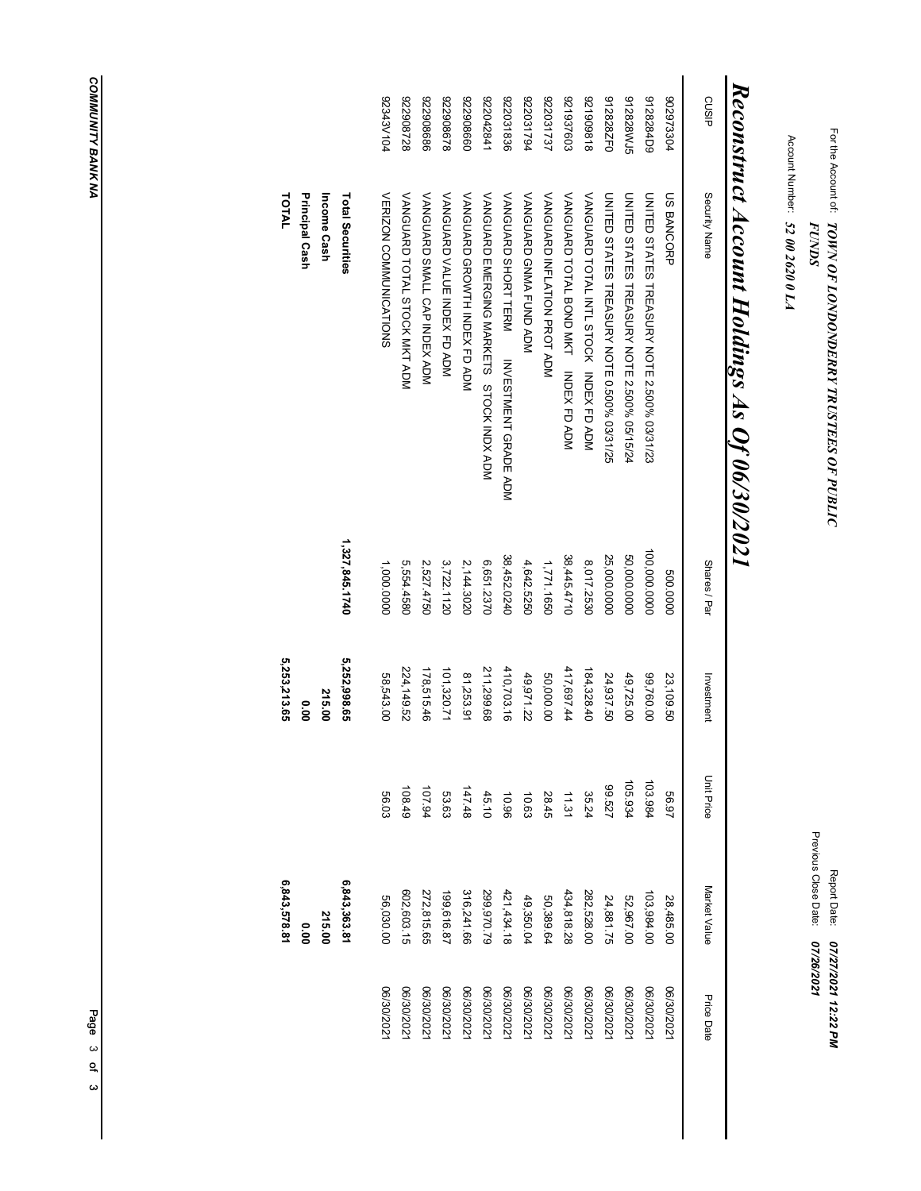For the Account of: ***TOWN OF LONDONDERRY TRUSTEES OF PUBLIC FUNDS***

Account Number: ***52 00 2620 0 LA***

Report Date: ***07/27/2021 12:22 PM***

Previous Close Date: ***07/26/2021***

# *Reconstruct Account Holdings As Of 06/30/2021*

| CUSIP | Security Name | Shares / Par | Investment | Unit Price | Market Value | Price Date |
|---|---|---|---|---|---|---|
| 902973304 | US BANCORP | 500.0000 | 23,109.50 | 56.97 | 28,485.00 | 06/30/2021 |
| 912828499 | UNITED STATES TREASURY NOTE 2.500% 03/31/23 | 100,000.0000 | 99,760.00 | 103.984 | 103,984.00 | 06/30/2021 |
| 912828WJ5 | UNITED STATES TREASURY NOTE 2.500% 05/15/24 | 50,000.0000 | 49,725.00 | 105.934 | 52,967.00 | 06/30/2021 |
| 912828ZF0 | UNITED STATES TREASURY NOTE 0.500% 03/31/25 | 25,000.0000 | 24,937.50 | 99.527 | 24,881.75 | 06/30/2021 |
| 921909818 | VANGUARD TOTAL INTL STOCK INDEX FD ADM | 8,017.2530 | 184,328.40 | 35.24 | 282,528.00 | 06/30/2021 |
| 921937603 | VANGUARD TOTAL BOND MKT INDEX FD ADM | 38,445.4710 | 417,697.44 | 11.31 | 434,818.28 | 06/30/2021 |
| 922031737 | VANGUARD INFLATION PROT ADM | 1,771.1650 | 50,000.00 | 28.45 | 50,389.64 | 06/30/2021 |
| 922031794 | VANGUARD GNMA FUND ADM | 4,642.5250 | 49,971.22 | 10.63 | 49,350.04 | 06/30/2021 |
| 922031836 | VANGUARD SHORT TERM INVESTMENT GRADE ADM | 38,452.0240 | 410,703.16 | 10.96 | 421,434.18 | 06/30/2021 |
| 922042841 | VANGUARD EMERGING MARKETS STOCK INDX ADM | 6,651.2370 | 211,299.68 | 45.10 | 299,970.79 | 06/30/2021 |
| 922908660 | VANGUARD GROWTH INDEX FD ADM | 2,144.3020 | 81,253.91 | 147.48 | 316,241.66 | 06/30/2021 |
| 922908678 | VANGUARD VALUE INDEX FD ADM | 3,722.1120 | 101,320.71 | 53.63 | 199,616.87 | 06/30/2021 |
| 922908686 | VANGUARD SMALL CAP INDEX ADM | 2,527.4750 | 178,515.46 | 107.94 | 272,815.65 | 06/30/2021 |
| 922908728 | VANGUARD TOTAL STOCK MKT ADM | 5,554.4580 | 224,149.52 | 108.49 | 602,603.15 | 06/30/2021 |
| 92343V104 | VERIZON COMMUNICATIONS | 1,000.0000 | 58,543.00 | 56.03 | 56,030.00 | 06/30/2021 |
| | **Total Securities** | **1,327,845.1740** | **5,252,998.65** | | **6,843,363.81** | |
| | **Income Cash** | | **215.00** | | **215.00** | |
| | **Principal Cash** | | **0.00** | | **0.00** | |
| | **TOTAL** | | **5,253,213.65** | | **6,843,578.81** | |

**COMMUNITY BANK NA**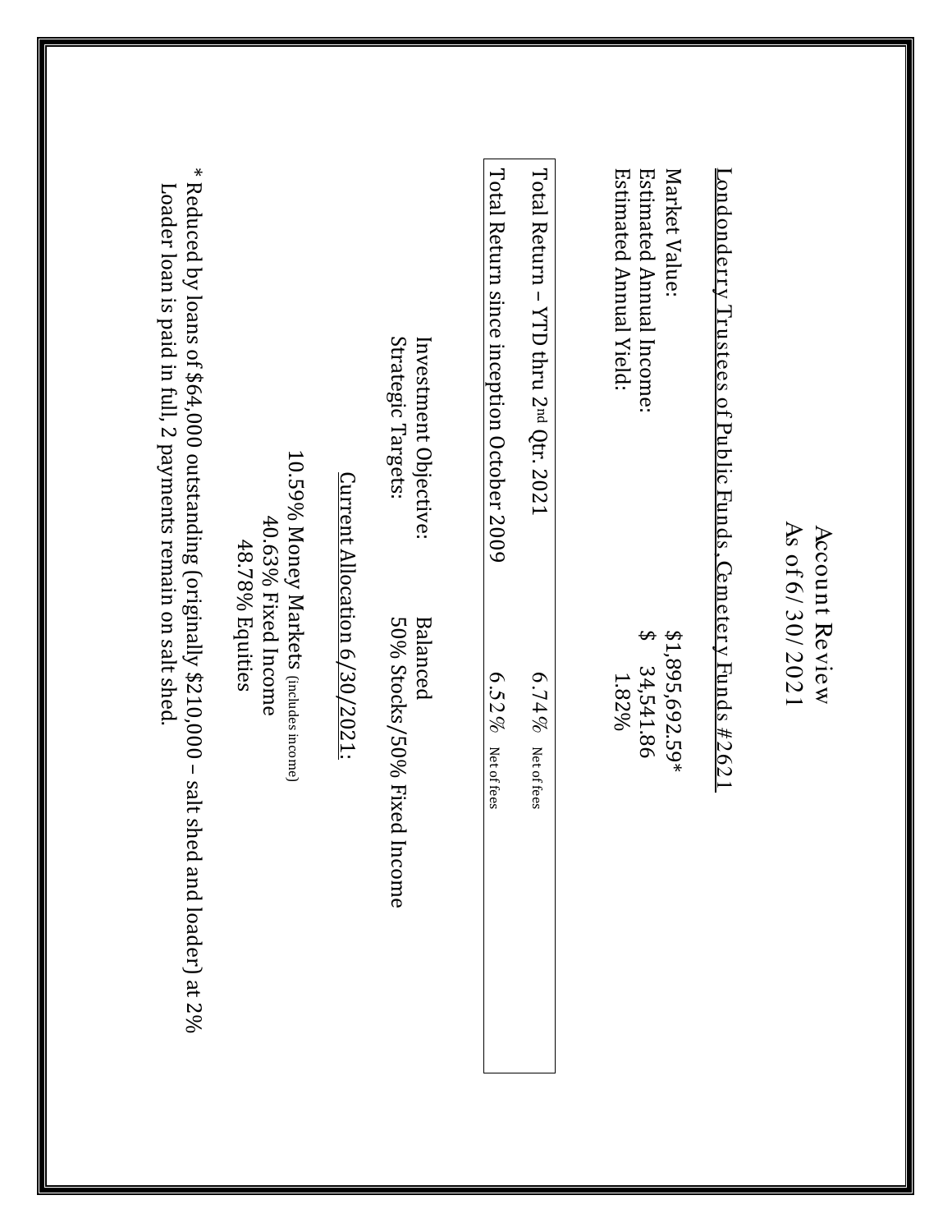# Account Review
## As of 6/30/2021

<u>Londonderry Trustees of Public Funds, Cemetery Funds #2621</u>

| | |
|---|---|
| Market Value: | $1,895,692.59* |
| Estimated Annual Income: | $ 34,541.86 |
| Estimated Annual Yield: | 1.82% |

| | |
|---|---|
| Total Return – YTD thru 2nd Qtr. 2021 | 6.74% Net of fees |
| Total Return since inception October 2009 | 6.52% Net of fees |

| | |
|---|---|
| Investment Objective: | Balanced |
| Strategic Targets: | 50% Stocks/50% Fixed Income |

<u>Current Allocation 6/30/2021:</u>

10.59% Money Markets (includes income)
40.63% Fixed Income
48.78% Equities

* Reduced by loans of $64,000 outstanding (originally $210,000 – salt shed and loader) at 2% Loader loan is paid in full, 2 payments remain on salt shed.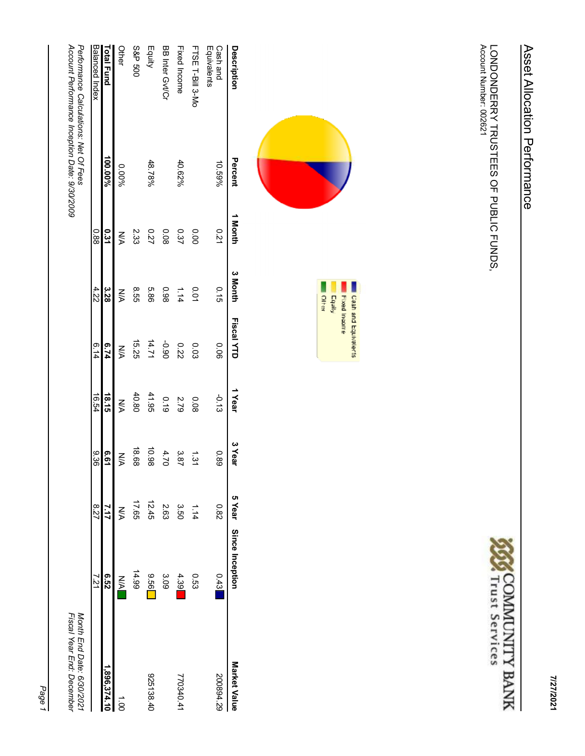# Asset Allocation Performance

LONDONDERRY TRUSTEES OF PUBLIC FUNDS,
Account Number: 002621

COMMUNITY BANK
Trust Services

Cash and Equivalents
Fixed Income
Equity
Other

| Description | Percent | 1 Month | 3 Month | Fiscal YTD | 1 Year | 3 Year | 5 Year | Since Inception | Market Value |
|---|---|---|---|---|---|---|---|---|---|
| Cash and Equivalents | 10.59% | 0.21 | 0.15 | 0.06 | -0.13 | 0.89 | 0.82 | 0.43 | 200894.29 |
| FTSE T-Bill 3-Mo | | 0.00 | 0.01 | 0.03 | 0.08 | 1.31 | 1.14 | 0.53 | |
| Fixed Income | 40.62% | 0.37 | 1.14 | 0.22 | 2.79 | 3.87 | 3.50 | 4.39 | 770340.41 |
| BB Inter Gvt/Cr | | 0.08 | 0.98 | -0.90 | 0.19 | 4.70 | 2.63 | 3.09 | |
| Equity | 48.78% | 0.27 | 5.86 | 14.71 | 41.95 | 10.98 | 12.45 | 9.56 | 925138.40 |
| S&P 500 | | 2.33 | 8.55 | 15.25 | 40.80 | 18.68 | 17.65 | 14.99 | |
| Other | 0.00% | N/A | N/A | N/A | N/A | N/A | N/A | N/A | 1.00 |
| **Total Fund** | **100.00%** | **0.31** | **3.28** | **6.74** | **18.15** | **6.61** | **7.17** | **6.52** | **1,896,374.10** |
| Balanced Index | | 0.88 | 4.22 | 6.14 | 16.54 | 9.36 | 8.27 | 7.21 | |

*Performance Calculations: Net Of Fees*
*Account Performance Inception Date: 9/30/2009*

*Month End Date: 6/30/2021*
*Fiscal Year End: December*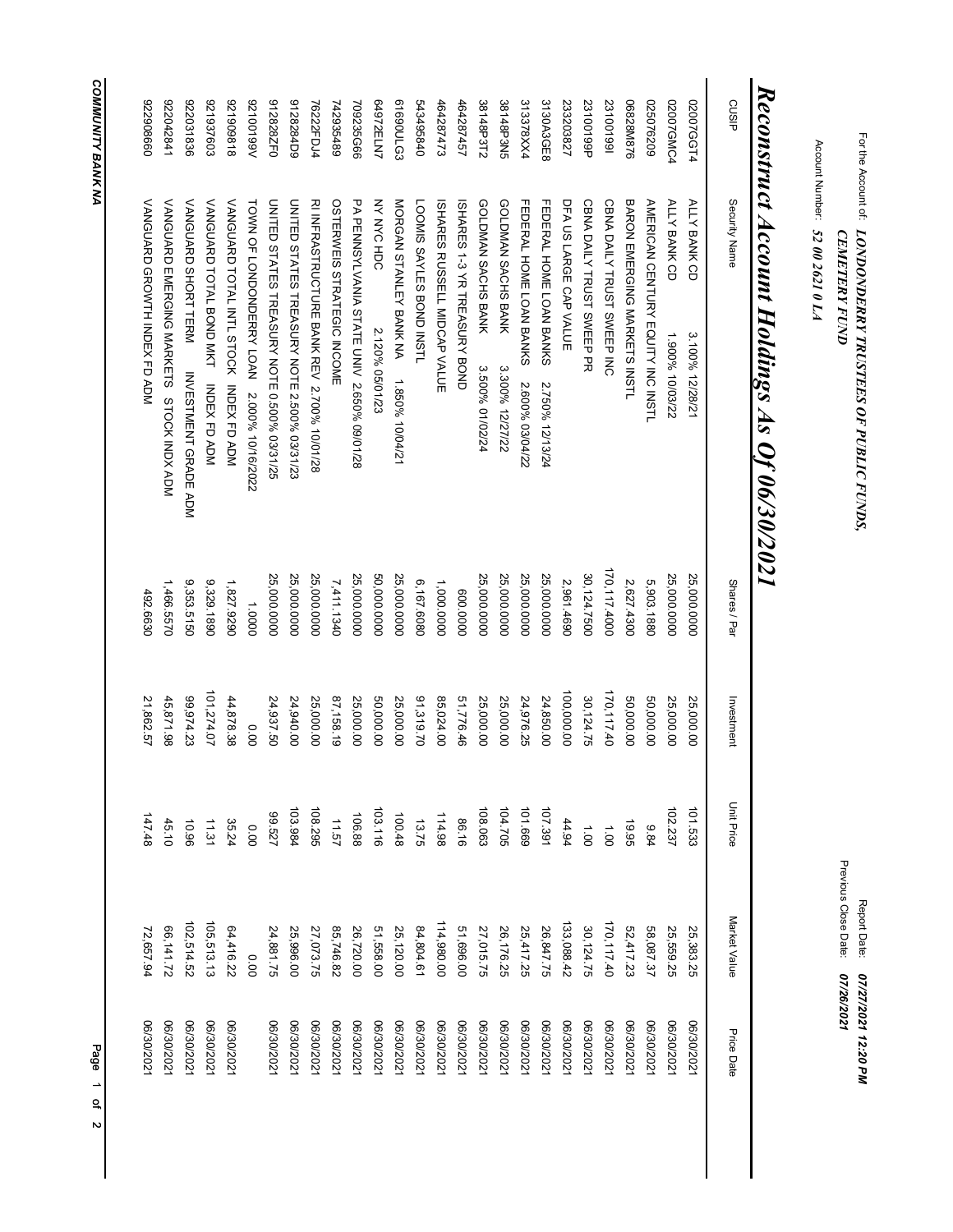For the Account of: ***LONDONDERRY TRUSTEES OF PUBLIC FUNDS, CEMETERY FUND***

Account Number: ***52 00 2621 0 LA***

Report Date: ***07/27/2021 12:20 PM***

Previous Close Date: ***07/26/2021***

# Reconstruct Account Holdings As Of 06/30/2021

| CUSIP | Security Name | Shares / Par | Investment | Unit Price | Market Value | Price Date |
|---|---|---|---|---|---|---|
| 02007GGT4 | ALLY BANK CD 3.100% 12/28/21 | 25,000.000 | 25,000.00 | 101.533 | 25,383.25 | 06/30/2021 |
| 02007GMC4 | ALLY BANK CD 1.900% 10/03/22 | 25,000.000 | 25,000.00 | 102.237 | 25,559.25 | 06/30/2021 |
| 025076209 | AMERICAN CENTURY EQUITY INC INSTL | 5,903.188 | 50,000.00 | 9.84 | 58,087.37 | 06/30/2021 |
| 06828M876 | BARON EMERGING MARKETS INSTL | 2,627.430 | 50,000.00 | 19.95 | 52,417.23 | 06/30/2021 |
| 23100199I | CBNA DAILY TRUST SWEEP INC | 170,117.400 | 170,117.40 | 1.00 | 170,117.40 | 06/30/2021 |
| 23100199P | CBNA DAILY TRUST SWEEP PR | 30,124.750 | 30,124.75 | 1.00 | 30,124.75 | 06/30/2021 |
| 233203827 | DFA US LARGE CAP VALUE | 2,961.469 | 100,000.00 | 44.94 | 133,088.42 | 06/30/2021 |
| 3130A3GE8 | FEDERAL HOME LOAN BANKS 2.750% 12/13/24 | 25,000.000 | 24,850.00 | 107.391 | 26,847.75 | 06/30/2021 |
| 313378XX4 | FEDERAL HOME LOAN BANKS 2.600% 03/04/22 | 25,000.000 | 24,976.25 | 101.669 | 25,417.25 | 06/30/2021 |
| 38148P3N5 | GOLDMAN SACHS BANK 3.300% 12/27/22 | 25,000.000 | 25,000.00 | 104.705 | 26,176.25 | 06/30/2021 |
| 38148P3T2 | GOLDMAN SACHS BANK 3.500% 01/02/24 | 25,000.000 | 25,000.00 | 108.063 | 27,015.75 | 06/30/2021 |
| 464287457 | ISHARES 1-3 YR TREASURY BOND | 600.000 | 51,776.46 | 86.16 | 51,696.00 | 06/30/2021 |
| 464287473 | ISHARES RUSSELL MIDCAP VALUE | 1,000.000 | 85,024.00 | 114.98 | 114,980.00 | 06/30/2021 |
| 543495840 | LOOMIS SAYLES BOND INSTL | 6,167.608 | 91,319.70 | 13.75 | 84,804.61 | 06/30/2021 |
| 61690ULG3 | MORGAN STANLEY BANK NA 1.850% 10/04/21 | 25,000.000 | 25,000.00 | 100.48 | 25,120.00 | 06/30/2021 |
| 64972ELN7 | NY NYC HDC 2.120% 05/01/23 | 50,000.000 | 50,000.00 | 103.116 | 51,558.00 | 06/30/2021 |
| 709235G66 | PA PENNSYLVANIA STATE UNIV 2.650% 09/01/28 | 25,000.000 | 25,000.00 | 106.88 | 26,720.00 | 06/30/2021 |
| 742935489 | OSTERWEIS STRATEGIC INCOME | 7,411.134 | 87,158.19 | 11.57 | 85,746.82 | 06/30/2021 |
| 76222FDJ4 | RI INFRASTRUCTURE BANK REV 2.700% 10/01/28 | 25,000.000 | 25,000.00 | 108.295 | 27,073.75 | 06/30/2021 |
| 912828XD9 | UNITED STATES TREASURY NOTE 2.500% 03/31/23 | 25,000.000 | 24,940.00 | 103.984 | 25,996.00 | 06/30/2021 |
| 912828ZF0 | UNITED STATES TREASURY NOTE 0.500% 03/31/25 | 25,000.000 | 24,937.50 | 99.527 | 24,881.75 | 06/30/2021 |
| 92100199V | TOWN OF LONDONDERRY LOAN 2.000% 10/16/2022 | 1.0000 | 0.00 | 0.00 | 0.00 | |
| 921909818 | VANGUARD TOTAL INTL STOCK INDEX FD ADM | 1,827.929 | 44,878.38 | 35.24 | 64,416.22 | 06/30/2021 |
| 921937603 | VANGUARD TOTAL BOND MKT INDEX FD ADM | 9,329.189 | 101,274.07 | 11.31 | 105,513.13 | 06/30/2021 |
| 922031836 | VANGUARD SHORT TERM INVESTMENT GRADE ADM | 9,353.515 | 99,974.23 | 10.96 | 102,514.52 | 06/30/2021 |
| 922042841 | VANGUARD EMERGING MARKETS STOCK INDX ADM | 1,466.557 | 45,871.98 | 45.10 | 66,141.72 | 06/30/2021 |
| 922908660 | VANGUARD GROWTH INDEX FD ADM | 492.663 | 21,862.57 | 147.48 | 72,657.94 | 06/30/2021 |

**COMMUNITY BANK NA**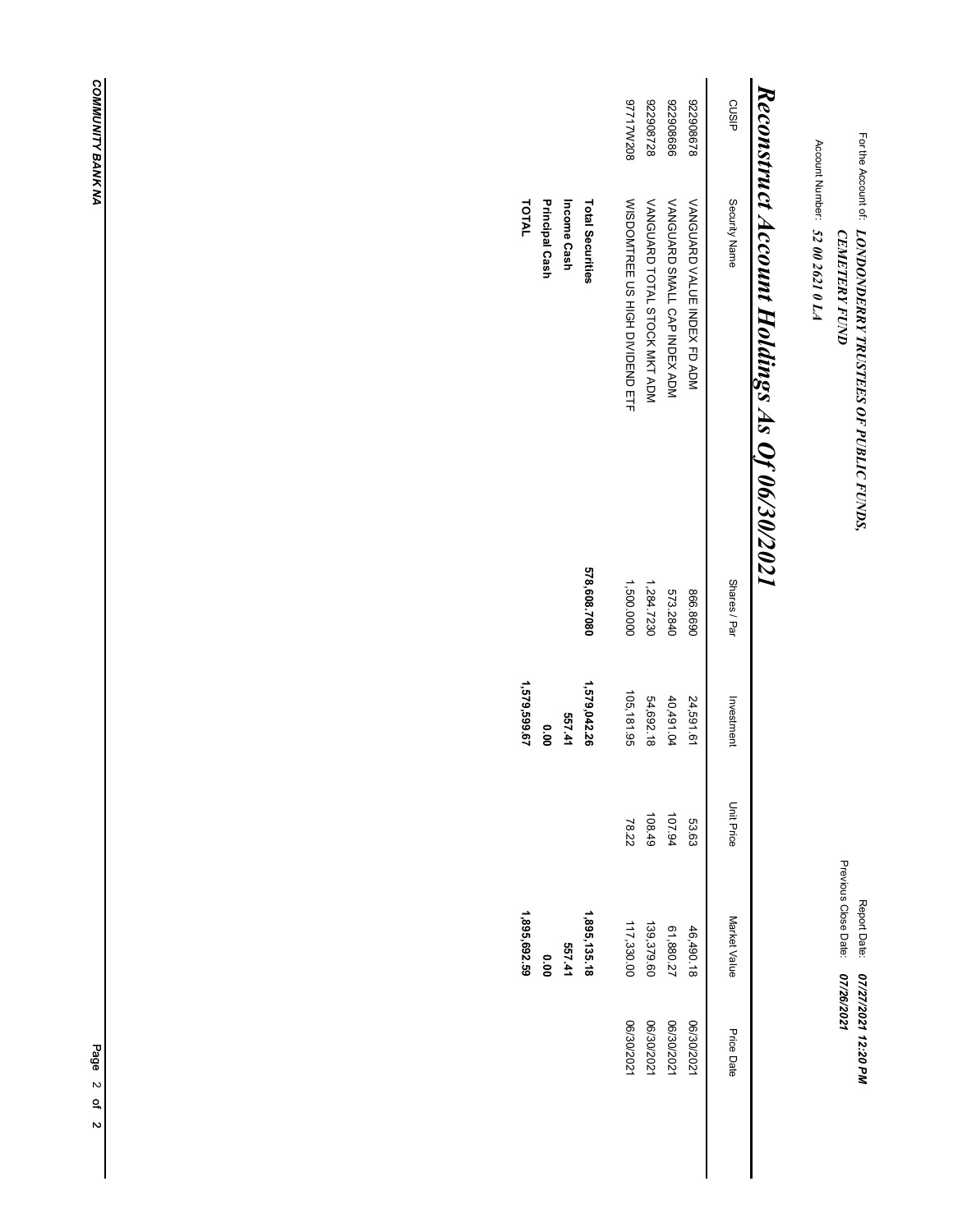For the Account of: ***LONDONDERRY TRUSTEES OF PUBLIC FUNDS, CEMETERY FUND***

Account Number: ***52 00 2621 0 LA***

Report Date: ***07/27/2021 12:20 PM***

Previous Close Date: ***07/26/2021***

# *Reconstruct Account Holdings As Of 06/30/2021*

| CUSIP | Security Name | Shares / Par | Investment | Unit Price | Market Value | Price Date |
|---|---|---|---|---|---|---|
| 922908678 | VANGUARD VALUE INDEX FD ADM | 866.8690 | 24,591.61 | 53.63 | 46,490.18 | 06/30/2021 |
| 922908686 | VANGUARD SMALL CAP INDEX ADM | 573.2840 | 40,491.04 | 107.94 | 61,880.27 | 06/30/2021 |
| 922908728 | VANGUARD TOTAL STOCK MKT ADM | 1,284.7230 | 54,692.18 | 108.49 | 139,379.60 | 06/30/2021 |
| 97717W208 | WISDOMTREE US HIGH DIVIDEND ETF | 1,500.0000 | 105,181.95 | 78.22 | 117,330.00 | 06/30/2021 |
| | **Total Securities** | **578,608.7080** | **1,579,042.26** | | **1,895,135.18** | |
| | **Income Cash** | | **557.41** | | **557.41** | |
| | **Principal Cash** | | **0.00** | | **0.00** | |
| | **TOTAL** | | **1,579,599.67** | | **1,895,692.59** | |

***COMMUNITY BANK NA***